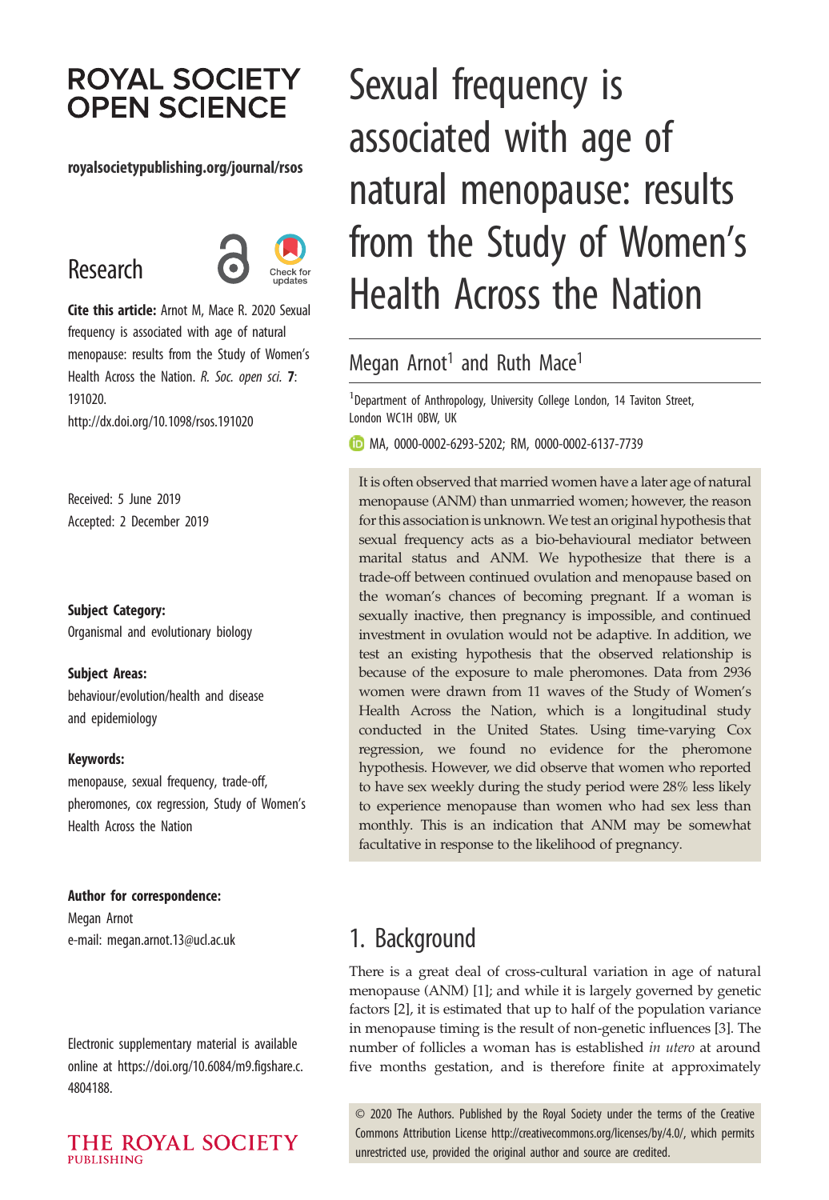# ROYAL SOCIETY OPEN SCIENCE

royalsocietypublishing.org/journal/rsos

Research

**Cite this article:** Arnot M, Mace R. 2020 Sexual frequency is associated with age of natural menopause: results from the Study of Women's Health Across the Nation. *R. Soc. open sci.* **7**: 191020.
http://dx.doi.org/10.1098/rsos.191020

Received: 5 June 2019
Accepted: 2 December 2019

**Subject Category:**
Organismal and evolutionary biology

**Subject Areas:**
behaviour/evolution/health and disease and epidemiology

**Keywords:**
menopause, sexual frequency, trade-off, pheromones, cox regression, Study of Women's Health Across the Nation

**Author for correspondence:**
Megan Arnot
e-mail: megan.arnot.13@ucl.ac.uk

Electronic supplementary material is available online at https://doi.org/10.6084/m9.figshare.c.4804188.

# Sexual frequency is associated with age of natural menopause: results from the Study of Women's Health Across the Nation

Megan Arnot[1] and Ruth Mace[1]

[1]Department of Anthropology, University College London, 14 Taviton Street, London WC1H 0BW, UK

MA, 0000-0002-6293-5202; RM, 0000-0002-6137-7739

It is often observed that married women have a later age of natural menopause (ANM) than unmarried women; however, the reason for this association is unknown. We test an original hypothesis that sexual frequency acts as a bio-behavioural mediator between marital status and ANM. We hypothesize that there is a trade-off between continued ovulation and menopause based on the woman's chances of becoming pregnant. If a woman is sexually inactive, then pregnancy is impossible, and continued investment in ovulation would not be adaptive. In addition, we test an existing hypothesis that the observed relationship is because of the exposure to male pheromones. Data from 2936 women were drawn from 11 waves of the Study of Women's Health Across the Nation, which is a longitudinal study conducted in the United States. Using time-varying Cox regression, we found no evidence for the pheromone hypothesis. However, we did observe that women who reported to have sex weekly during the study period were 28% less likely to experience menopause than women who had sex less than monthly. This is an indication that ANM may be somewhat facultative in response to the likelihood of pregnancy.

## 1. Background

There is a great deal of cross-cultural variation in age of natural menopause (ANM) [1]; and while it is largely governed by genetic factors [2], it is estimated that up to half of the population variance in menopause timing is the result of non-genetic influences [3]. The number of follicles a woman has is established *in utero* at around five months gestation, and is therefore finite at approximately

© 2020 The Authors. Published by the Royal Society under the terms of the Creative Commons Attribution License http://creativecommons.org/licenses/by/4.0/, which permits unrestricted use, provided the original author and source are credited.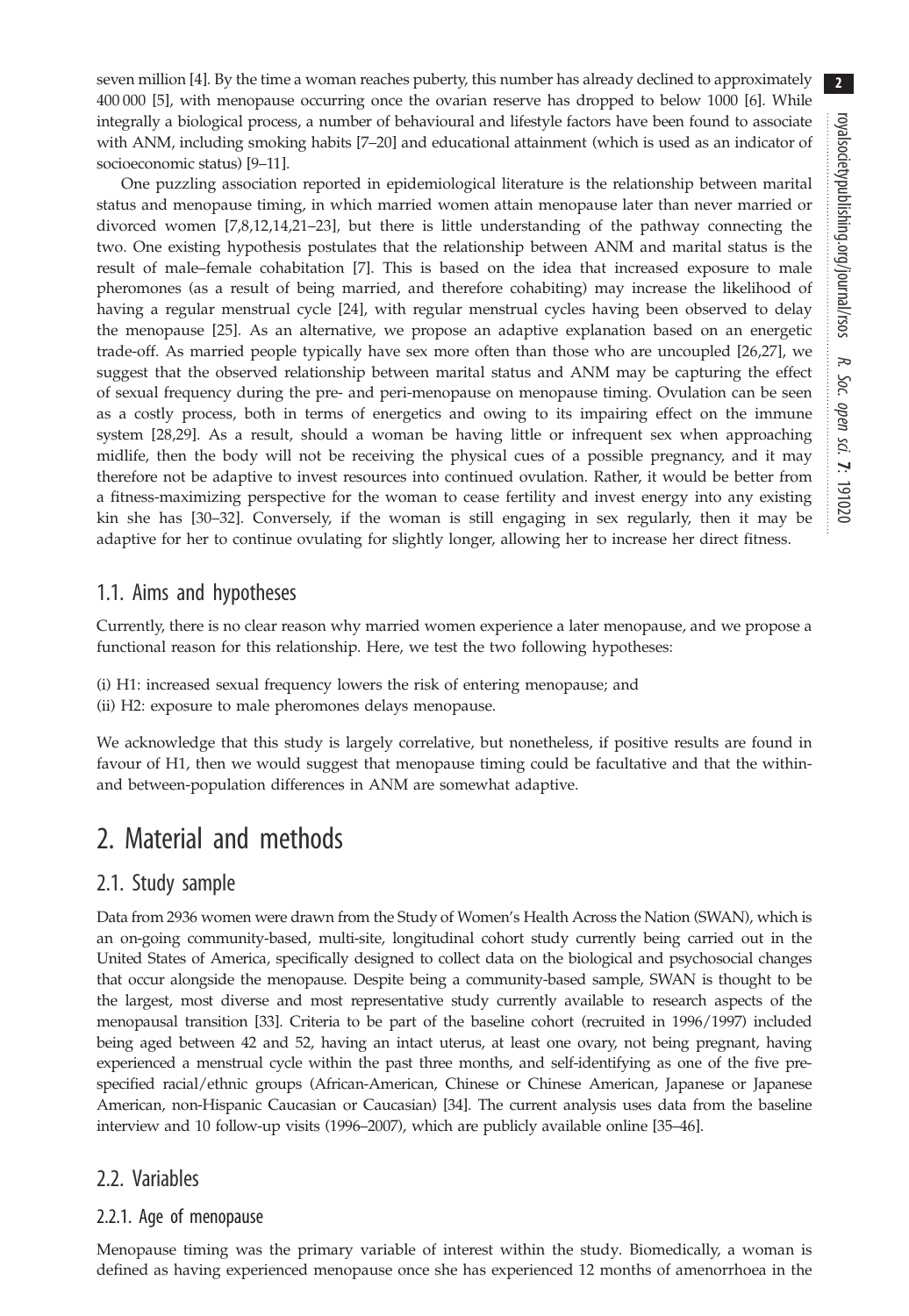seven million [4]. By the time a woman reaches puberty, this number has already declined to approximately 400 000 [5], with menopause occurring once the ovarian reserve has dropped to below 1000 [6]. While integrally a biological process, a number of behavioural and lifestyle factors have been found to associate with ANM, including smoking habits [7–20] and educational attainment (which is used as an indicator of socioeconomic status) [9–11].

One puzzling association reported in epidemiological literature is the relationship between marital status and menopause timing, in which married women attain menopause later than never married or divorced women [7,8,12,14,21–23], but there is little understanding of the pathway connecting the two. One existing hypothesis postulates that the relationship between ANM and marital status is the result of male–female cohabitation [7]. This is based on the idea that increased exposure to male pheromones (as a result of being married, and therefore cohabiting) may increase the likelihood of having a regular menstrual cycle [24], with regular menstrual cycles having been observed to delay the menopause [25]. As an alternative, we propose an adaptive explanation based on an energetic trade-off. As married people typically have sex more often than those who are uncoupled [26,27], we suggest that the observed relationship between marital status and ANM may be capturing the effect of sexual frequency during the pre- and peri-menopause on menopause timing. Ovulation can be seen as a costly process, both in terms of energetics and owing to its impairing effect on the immune system [28,29]. As a result, should a woman be having little or infrequent sex when approaching midlife, then the body will not be receiving the physical cues of a possible pregnancy, and it may therefore not be adaptive to invest resources into continued ovulation. Rather, it would be better from a fitness-maximizing perspective for the woman to cease fertility and invest energy into any existing kin she has [30–32]. Conversely, if the woman is still engaging in sex regularly, then it may be adaptive for her to continue ovulating for slightly longer, allowing her to increase her direct fitness.

## 1.1. Aims and hypotheses

Currently, there is no clear reason why married women experience a later menopause, and we propose a functional reason for this relationship. Here, we test the two following hypotheses:

(i) H1: increased sexual frequency lowers the risk of entering menopause; and
(ii) H2: exposure to male pheromones delays menopause.

We acknowledge that this study is largely correlative, but nonetheless, if positive results are found in favour of H1, then we would suggest that menopause timing could be facultative and that the within- and between-population differences in ANM are somewhat adaptive.

# 2. Material and methods

## 2.1. Study sample

Data from 2936 women were drawn from the Study of Women's Health Across the Nation (SWAN), which is an on-going community-based, multi-site, longitudinal cohort study currently being carried out in the United States of America, specifically designed to collect data on the biological and psychosocial changes that occur alongside the menopause. Despite being a community-based sample, SWAN is thought to be the largest, most diverse and most representative study currently available to research aspects of the menopausal transition [33]. Criteria to be part of the baseline cohort (recruited in 1996/1997) included being aged between 42 and 52, having an intact uterus, at least one ovary, not being pregnant, having experienced a menstrual cycle within the past three months, and self-identifying as one of the five pre-specified racial/ethnic groups (African-American, Chinese or Chinese American, Japanese or Japanese American, non-Hispanic Caucasian or Caucasian) [34]. The current analysis uses data from the baseline interview and 10 follow-up visits (1996–2007), which are publicly available online [35–46].

## 2.2. Variables

### 2.2.1. Age of menopause

Menopause timing was the primary variable of interest within the study. Biomedically, a woman is defined as having experienced menopause once she has experienced 12 months of amenorrhoea in the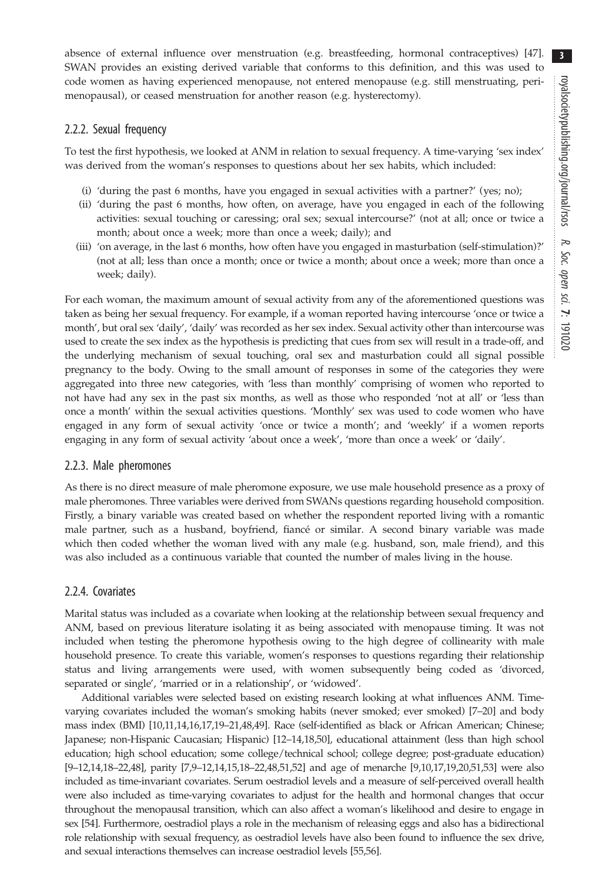absence of external influence over menstruation (e.g. breastfeeding, hormonal contraceptives) [47]. SWAN provides an existing derived variable that conforms to this definition, and this was used to code women as having experienced menopause, not entered menopause (e.g. still menstruating, peri-menopausal), or ceased menstruation for another reason (e.g. hysterectomy).

### 2.2.2. Sexual frequency

To test the first hypothesis, we looked at ANM in relation to sexual frequency. A time-varying 'sex index' was derived from the woman's responses to questions about her sex habits, which included:

- (i) 'during the past 6 months, have you engaged in sexual activities with a partner?' (yes; no);
- (ii) 'during the past 6 months, how often, on average, have you engaged in each of the following activities: sexual touching or caressing; oral sex; sexual intercourse?' (not at all; once or twice a month; about once a week; more than once a week; daily); and
- (iii) 'on average, in the last 6 months, how often have you engaged in masturbation (self-stimulation)?' (not at all; less than once a month; once or twice a month; about once a week; more than once a week; daily).

For each woman, the maximum amount of sexual activity from any of the aforementioned questions was taken as being her sexual frequency. For example, if a woman reported having intercourse 'once or twice a month', but oral sex 'daily', 'daily' was recorded as her sex index. Sexual activity other than intercourse was used to create the sex index as the hypothesis is predicting that cues from sex will result in a trade-off, and the underlying mechanism of sexual touching, oral sex and masturbation could all signal possible pregnancy to the body. Owing to the small amount of responses in some of the categories they were aggregated into three new categories, with 'less than monthly' comprising of women who reported to not have had any sex in the past six months, as well as those who responded 'not at all' or 'less than once a month' within the sexual activities questions. 'Monthly' sex was used to code women who have engaged in any form of sexual activity 'once or twice a month'; and 'weekly' if a women reports engaging in any form of sexual activity 'about once a week', 'more than once a week' or 'daily'.

### 2.2.3. Male pheromones

As there is no direct measure of male pheromone exposure, we use male household presence as a proxy of male pheromones. Three variables were derived from SWANs questions regarding household composition. Firstly, a binary variable was created based on whether the respondent reported living with a romantic male partner, such as a husband, boyfriend, fiancé or similar. A second binary variable was made which then coded whether the woman lived with any male (e.g. husband, son, male friend), and this was also included as a continuous variable that counted the number of males living in the house.

### 2.2.4. Covariates

Marital status was included as a covariate when looking at the relationship between sexual frequency and ANM, based on previous literature isolating it as being associated with menopause timing. It was not included when testing the pheromone hypothesis owing to the high degree of collinearity with male household presence. To create this variable, women's responses to questions regarding their relationship status and living arrangements were used, with women subsequently being coded as 'divorced, separated or single', 'married or in a relationship', or 'widowed'.

Additional variables were selected based on existing research looking at what influences ANM. Time-varying covariates included the woman's smoking habits (never smoked; ever smoked) [7–20] and body mass index (BMI) [10,11,14,16,17,19–21,48,49]. Race (self-identified as black or African American; Chinese; Japanese; non-Hispanic Caucasian; Hispanic) [12–14,18,50], educational attainment (less than high school education; high school education; some college/technical school; college degree; post-graduate education) [9–12,14,18–22,48], parity [7,9–12,14,15,18–22,48,51,52] and age of menarche [9,10,17,19,20,51,53] were also included as time-invariant covariates. Serum oestradiol levels and a measure of self-perceived overall health were also included as time-varying covariates to adjust for the health and hormonal changes that occur throughout the menopausal transition, which can also affect a woman's likelihood and desire to engage in sex [54]. Furthermore, oestradiol plays a role in the mechanism of releasing eggs and also has a bidirectional role relationship with sexual frequency, as oestradiol levels have also been found to influence the sex drive, and sexual interactions themselves can increase oestradiol levels [55,56].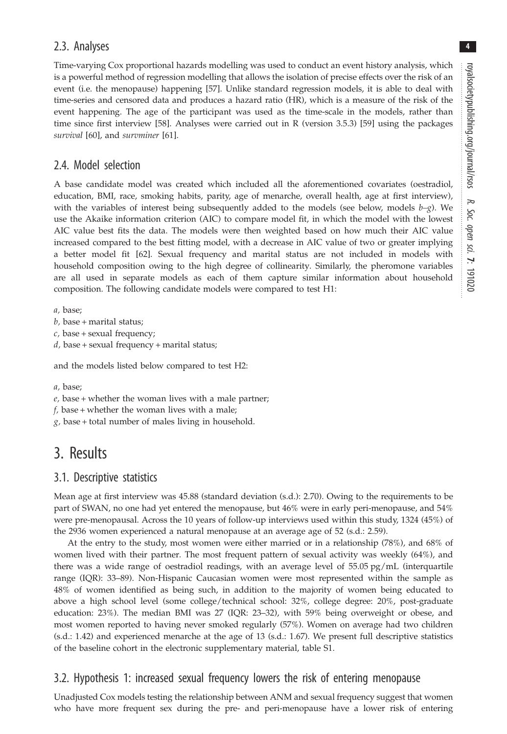### 2.3. Analyses

Time-varying Cox proportional hazards modelling was used to conduct an event history analysis, which is a powerful method of regression modelling that allows the isolation of precise effects over the risk of an event (i.e. the menopause) happening [57]. Unlike standard regression models, it is able to deal with time-series and censored data and produces a hazard ratio (HR), which is a measure of the risk of the event happening. The age of the participant was used as the time-scale in the models, rather than time since first interview [58]. Analyses were carried out in R (version 3.5.3) [59] using the packages *survival* [60], and *survminer* [61].

### 2.4. Model selection

A base candidate model was created which included all the aforementioned covariates (oestradiol, education, BMI, race, smoking habits, parity, age of menarche, overall health, age at first interview), with the variables of interest being subsequently added to the models (see below, models *b*–*g*). We use the Akaike information criterion (AIC) to compare model fit, in which the model with the lowest AIC value best fits the data. The models were then weighted based on how much their AIC value increased compared to the best fitting model, with a decrease in AIC value of two or greater implying a better model fit [62]. Sexual frequency and marital status are not included in models with household composition owing to the high degree of collinearity. Similarly, the pheromone variables are all used in separate models as each of them capture similar information about household composition. The following candidate models were compared to test H1:

*a*, base;
*b*, base + marital status;
*c*, base + sexual frequency;
*d*, base + sexual frequency + marital status;

and the models listed below compared to test H2:

*a*, base;
*e*, base + whether the woman lives with a male partner;
*f*, base + whether the woman lives with a male;
*g*, base + total number of males living in household.

## 3. Results

### 3.1. Descriptive statistics

Mean age at first interview was 45.88 (standard deviation (s.d.): 2.70). Owing to the requirements to be part of SWAN, no one had yet entered the menopause, but 46% were in early peri-menopause, and 54% were pre-menopausal. Across the 10 years of follow-up interviews used within this study, 1324 (45%) of the 2936 women experienced a natural menopause at an average age of 52 (s.d.: 2.59).

At the entry to the study, most women were either married or in a relationship (78%), and 68% of women lived with their partner. The most frequent pattern of sexual activity was weekly (64%), and there was a wide range of oestradiol readings, with an average level of 55.05 pg/mL (interquartile range (IQR): 33–89). Non-Hispanic Caucasian women were most represented within the sample as 48% of women identified as being such, in addition to the majority of women being educated to above a high school level (some college/technical school: 32%, college degree: 20%, post-graduate education: 23%). The median BMI was 27 (IQR: 23–32), with 59% being overweight or obese, and most women reported to having never smoked regularly (57%). Women on average had two children (s.d.: 1.42) and experienced menarche at the age of 13 (s.d.: 1.67). We present full descriptive statistics of the baseline cohort in the electronic supplementary material, table S1.

### 3.2. Hypothesis 1: increased sexual frequency lowers the risk of entering menopause

Unadjusted Cox models testing the relationship between ANM and sexual frequency suggest that women who have more frequent sex during the pre- and peri-menopause have a lower risk of entering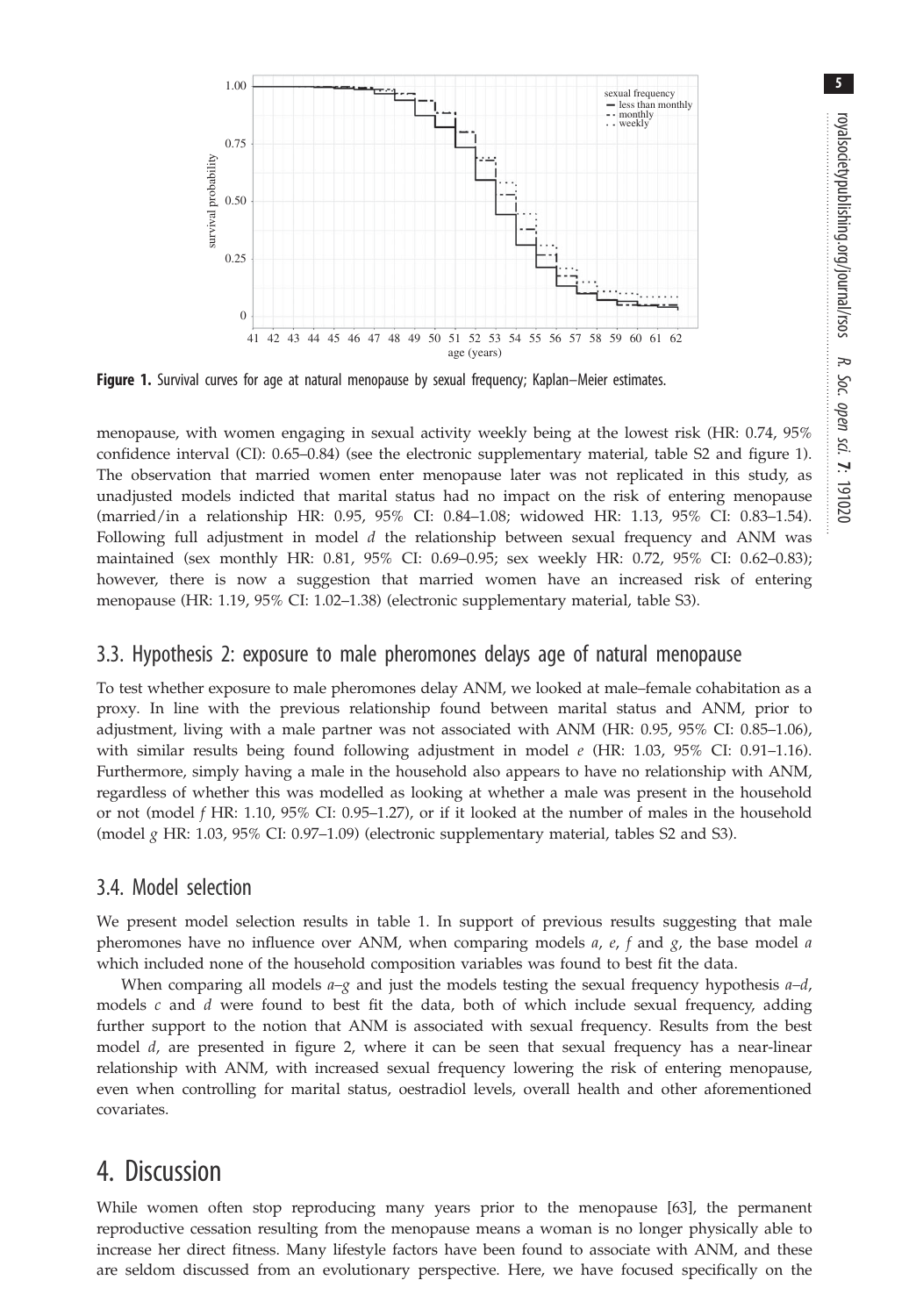Figure 1. Survival curves for age at natural menopause by sexual frequency; Kaplan–Meier estimates.

menopause, with women engaging in sexual activity weekly being at the lowest risk (HR: 0.74, 95% confidence interval (CI): 0.65–0.84) (see the electronic supplementary material, table S2 and figure 1). The observation that married women enter menopause later was not replicated in this study, as unadjusted models indicted that marital status had no impact on the risk of entering menopause (married/in a relationship HR: 0.95, 95% CI: 0.84–1.08; widowed HR: 1.13, 95% CI: 0.83–1.54). Following full adjustment in model *d* the relationship between sexual frequency and ANM was maintained (sex monthly HR: 0.81, 95% CI: 0.69–0.95; sex weekly HR: 0.72, 95% CI: 0.62–0.83); however, there is now a suggestion that married women have an increased risk of entering menopause (HR: 1.19, 95% CI: 1.02–1.38) (electronic supplementary material, table S3).

## 3.3. Hypothesis 2: exposure to male pheromones delays age of natural menopause

To test whether exposure to male pheromones delay ANM, we looked at male–female cohabitation as a proxy. In line with the previous relationship found between marital status and ANM, prior to adjustment, living with a male partner was not associated with ANM (HR: 0.95, 95% CI: 0.85–1.06), with similar results being found following adjustment in model *e* (HR: 1.03, 95% CI: 0.91–1.16). Furthermore, simply having a male in the household also appears to have no relationship with ANM, regardless of whether this was modelled as looking at whether a male was present in the household or not (model *f* HR: 1.10, 95% CI: 0.95–1.27), or if it looked at the number of males in the household (model *g* HR: 1.03, 95% CI: 0.97–1.09) (electronic supplementary material, tables S2 and S3).

## 3.4. Model selection

We present model selection results in table 1. In support of previous results suggesting that male pheromones have no influence over ANM, when comparing models *a*, *e*, *f* and *g*, the base model *a* which included none of the household composition variables was found to best fit the data.

When comparing all models *a*–*g* and just the models testing the sexual frequency hypothesis *a*–*d*, models *c* and *d* were found to best fit the data, both of which include sexual frequency, adding further support to the notion that ANM is associated with sexual frequency. Results from the best model *d*, are presented in figure 2, where it can be seen that sexual frequency has a near-linear relationship with ANM, with increased sexual frequency lowering the risk of entering menopause, even when controlling for marital status, oestradiol levels, overall health and other aforementioned covariates.

# 4. Discussion

While women often stop reproducing many years prior to the menopause [63], the permanent reproductive cessation resulting from the menopause means a woman is no longer physically able to increase her direct fitness. Many lifestyle factors have been found to associate with ANM, and these are seldom discussed from an evolutionary perspective. Here, we have focused specifically on the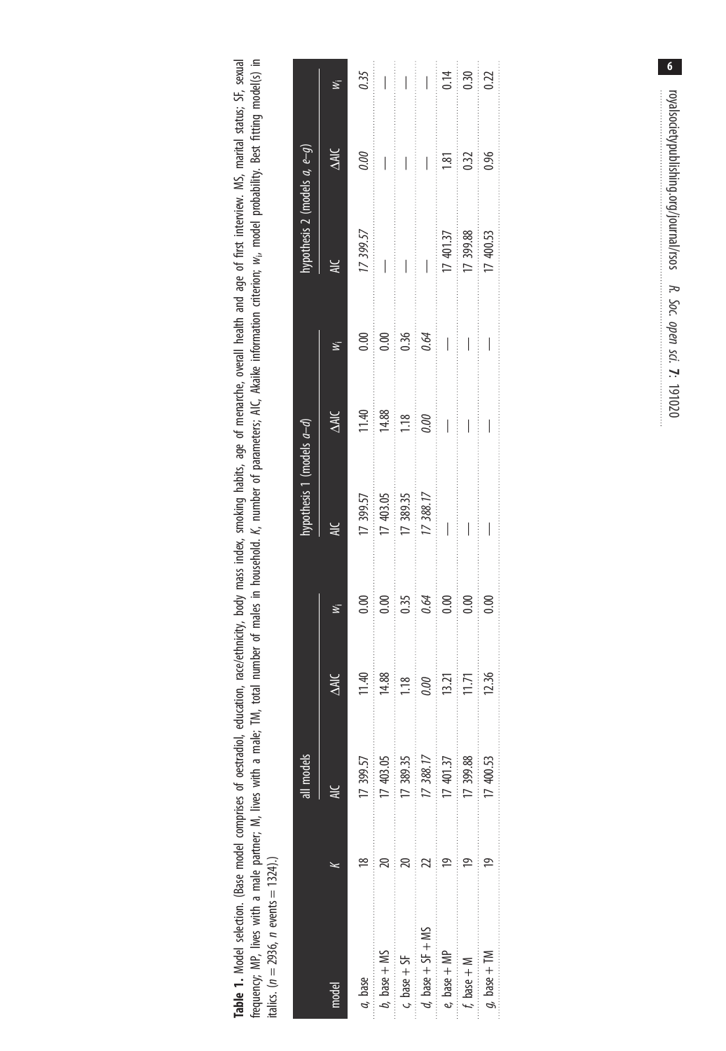**Table 1.** Model selection. (Base model comprises of oestradiol, education, race/ethnicity, body mass index, smoking habits, age of menarche, overall health and age of first interview. MS, marital status; SF, sexual frequency; MP, lives with a male partner; M, lives with a male; TM, total number of males in household. *K*, number of parameters; AIC, Akaike information criterion; $w_i$, model probability. Best fitting model(s) in italics. ($n = 2936$, $n$ events $= 1324$).)

| model | *K* | all models | | | hypothesis 1 (models *a–d*) | | | hypothesis 2 (models *a, e–g*) | | |
|---|---|---|---|---|---|---|---|---|---|---|
| | | AIC | ΔAIC | $w_i$ | AIC | ΔAIC | $w_i$ | AIC | ΔAIC | $w_i$ |
| *a*, base | 18 | 17 399.57 | 11.40 | 0.00 | 17 399.57 | 11.40 | 0.00 | *17 399.57* | *0.00* | *0.35* |
| *b*, base + MS | 20 | 17 403.05 | 14.88 | 0.00 | 17 403.05 | 14.88 | 0.00 | — | — | — |
| *c*, base + SF | 20 | 17 389.35 | 1.18 | 0.35 | 17 389.35 | 1.18 | 0.36 | — | — | — |
| *d*, base + SF + MS | 22 | *17 388.17* | *0.00* | *0.64* | *17 388.17* | *0.00* | *0.64* | — | — | — |
| *e*, base + MP | 19 | 17 401.37 | 13.21 | 0.00 | — | — | — | 17 401.37 | 1.81 | 0.14 |
| *f*, base + M | 19 | 17 399.88 | 11.71 | 0.00 | — | — | — | 17 399.88 | 0.32 | 0.30 |
| *g*, base + TM | 19 | 17 400.53 | 12.36 | 0.00 | — | — | — | 17 400.53 | 0.96 | 0.22 |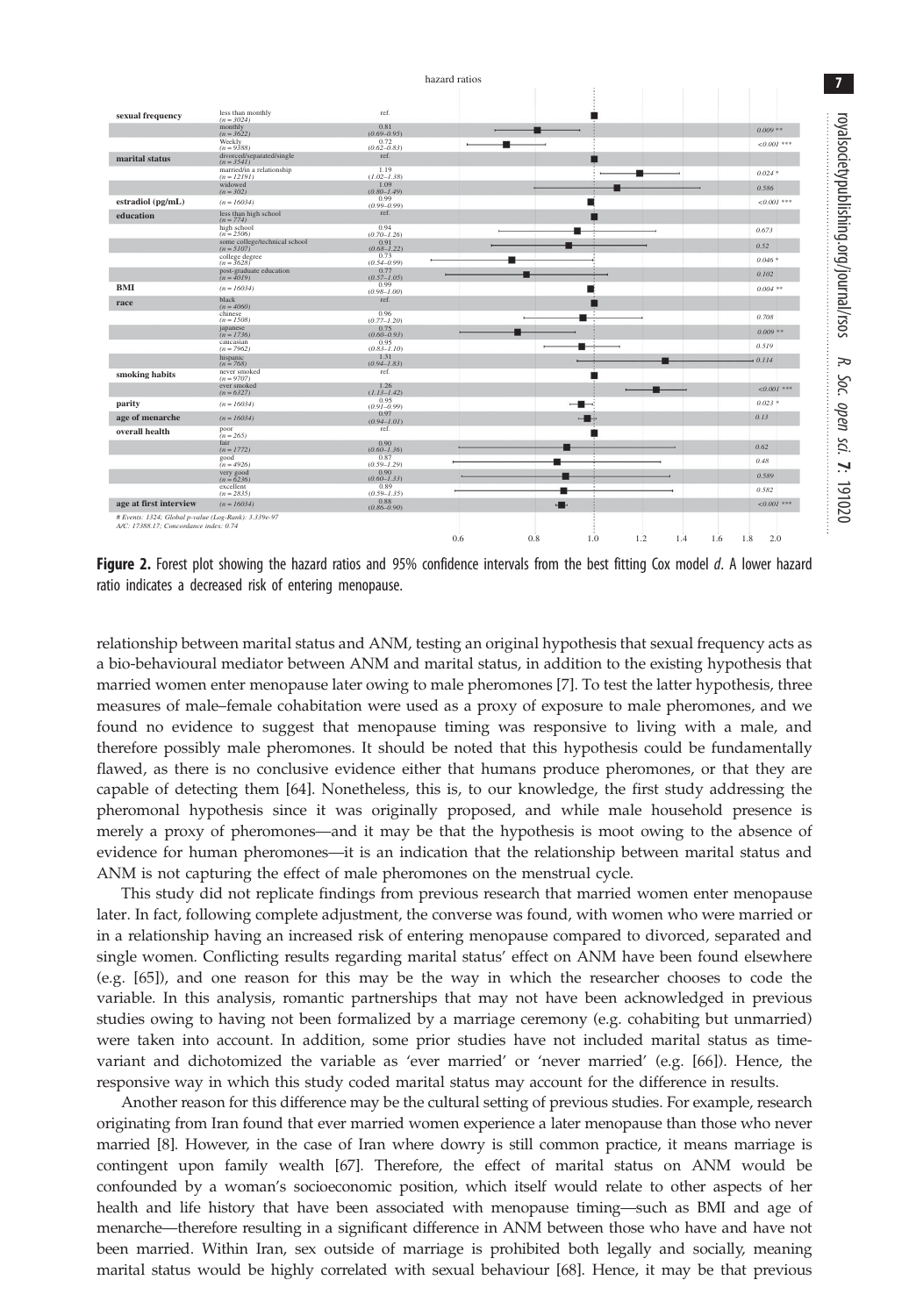hazard ratios

| Variable | Category | Hazard ratio (95% CI) | p-value |
|---|---|---|---|
| sexual frequency | less than monthly ($n = 3024$) | ref. | |
| | monthly ($n = 3622$) | 0.81 (0.69–0.95) | 0.009 ** |
| | Weekly ($n = 9388$) | 0.72 (0.62–0.83) | <0.001 *** |
| marital status | divorced/separated/single ($n = 3541$) | ref. | |
| | married/in a relationship ($n = 12191$) | 1.19 (1.02–1.38) | 0.024 * |
| | widowed ($n = 302$) | 1.09 (0.80–1.49) | 0.586 |
| estradiol (pg/mL) | ($n = 16034$) | 0.99 (0.99–0.99) | <0.001 *** |
| education | less than high school ($n = 774$) | ref. | |
| | high school ($n = 2506$) | 0.94 (0.70–1.26) | 0.673 |
| | some college/technical school ($n = 5107$) | 0.91 (0.68–1.22) | 0.52 |
| | college degree ($n = 3628$) | 0.73 (0.54–0.99) | 0.046 * |
| | post-graduate education ($n = 4019$) | 0.77 (0.57–1.05) | 0.102 |
| BMI | ($n = 16034$) | 0.99 (0.98–1.00) | 0.004 ** |
| race | black ($n = 4060$) | ref. | |
| | chinese ($n = 1508$) | 0.96 (0.77–1.20) | 0.708 |
| | japanese ($n = 1736$) | 0.75 (0.60–0.93) | 0.009 ** |
| | caucasian ($n = 7962$) | 0.95 (0.83–1.10) | 0.519 |
| | hispanic ($n = 768$) | 1.31 (0.94–1.83) | 0.114 |
| smoking habits | never smoked ($n = 9707$) | ref. | |
| | ever smoked ($n = 6327$) | 1.26 (1.13–1.42) | <0.001 *** |
| parity | ($n = 16034$) | 0.95 (0.91–0.99) | 0.023 * |
| age of menarche | ($n = 16034$) | 0.97 (0.94–1.01) | 0.13 |
| overall health | poor ($n = 265$) | ref. | |
| | fair ($n = 1772$) | 0.90 (0.60–1.36) | 0.62 |
| | good ($n = 4926$) | 0.87 (0.59–1.29) | 0.48 |
| | very good ($n = 6236$) | 0.90 (0.60–1.33) | 0.589 |
| | excellent ($n = 2835$) | 0.89 (0.59–1.35) | 0.582 |
| age at first interview | ($n = 16034$) | 0.88 (0.86–0.90) | <0.001 *** |

# Events: 1324; Global p-value (Log-Rank): 3.339e-97
AIC: 17388.17; Concordance index: 0.74

**Figure 2.** Forest plot showing the hazard ratios and 95% confidence intervals from the best fitting Cox model *d*. A lower hazard ratio indicates a decreased risk of entering menopause.

relationship between marital status and ANM, testing an original hypothesis that sexual frequency acts as a bio-behavioural mediator between ANM and marital status, in addition to the existing hypothesis that married women enter menopause later owing to male pheromones [7]. To test the latter hypothesis, three measures of male–female cohabitation were used as a proxy of exposure to male pheromones, and we found no evidence to suggest that menopause timing was responsive to living with a male, and therefore possibly male pheromones. It should be noted that this hypothesis could be fundamentally flawed, as there is no conclusive evidence either that humans produce pheromones, or that they are capable of detecting them [64]. Nonetheless, this is, to our knowledge, the first study addressing the pheromonal hypothesis since it was originally proposed, and while male household presence is merely a proxy of pheromones—and it may be that the hypothesis is moot owing to the absence of evidence for human pheromones—it is an indication that the relationship between marital status and ANM is not capturing the effect of male pheromones on the menstrual cycle.

This study did not replicate findings from previous research that married women enter menopause later. In fact, following complete adjustment, the converse was found, with women who were married or in a relationship having an increased risk of entering menopause compared to divorced, separated and single women. Conflicting results regarding marital status' effect on ANM have been found elsewhere (e.g. [65]), and one reason for this may be the way in which the researcher chooses to code the variable. In this analysis, romantic partnerships that may not have been acknowledged in previous studies owing to having not been formalized by a marriage ceremony (e.g. cohabiting but unmarried) were taken into account. In addition, some prior studies have not included marital status as time-variant and dichotomized the variable as 'ever married' or 'never married' (e.g. [66]). Hence, the responsive way in which this study coded marital status may account for the difference in results.

Another reason for this difference may be the cultural setting of previous studies. For example, research originating from Iran found that ever married women experience a later menopause than those who never married [8]. However, in the case of Iran where dowry is still common practice, it means marriage is contingent upon family wealth [67]. Therefore, the effect of marital status on ANM would be confounded by a woman's socioeconomic position, which itself would relate to other aspects of her health and life history that have been associated with menopause timing—such as BMI and age of menarche—therefore resulting in a significant difference in ANM between those who have and have not been married. Within Iran, sex outside of marriage is prohibited both legally and socially, meaning marital status would be highly correlated with sexual behaviour [68]. Hence, it may be that previous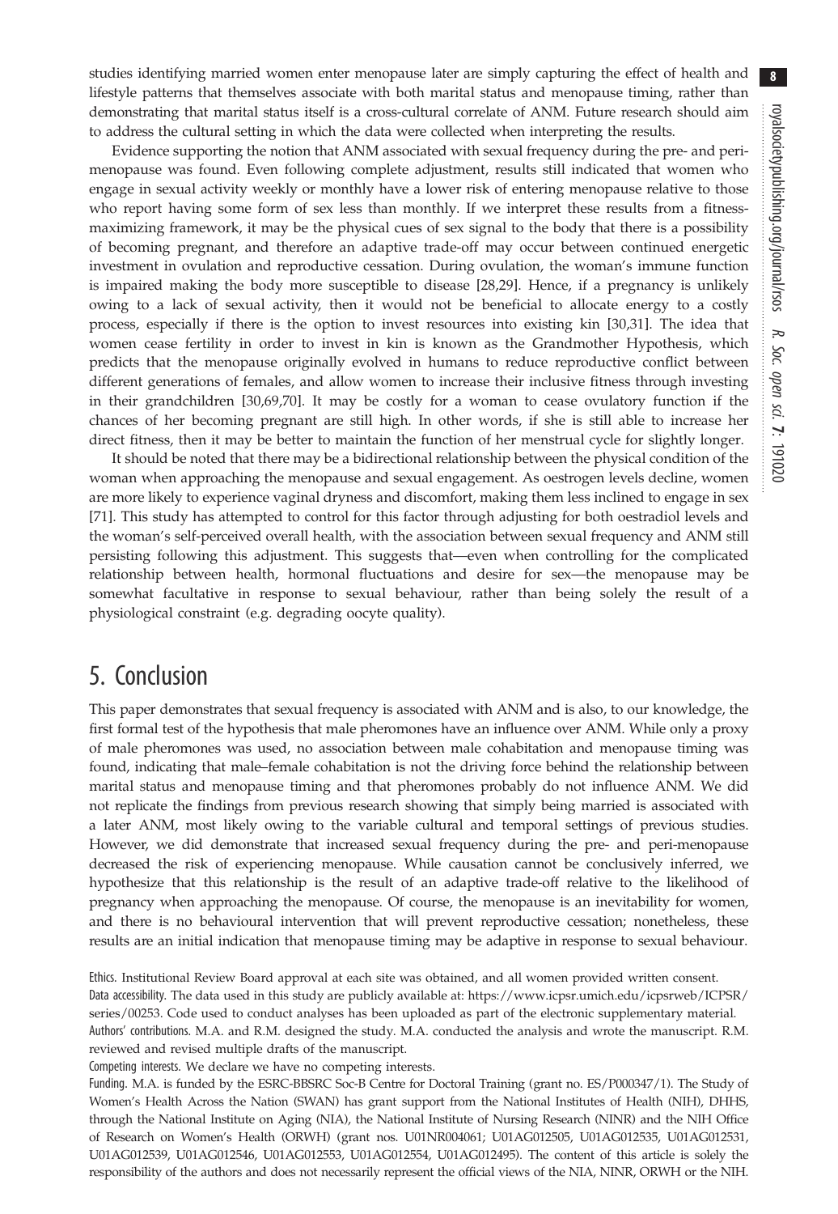studies identifying married women enter menopause later are simply capturing the effect of health and lifestyle patterns that themselves associate with both marital status and menopause timing, rather than demonstrating that marital status itself is a cross-cultural correlate of ANM. Future research should aim to address the cultural setting in which the data were collected when interpreting the results.

Evidence supporting the notion that ANM associated with sexual frequency during the pre- and peri-menopause was found. Even following complete adjustment, results still indicated that women who engage in sexual activity weekly or monthly have a lower risk of entering menopause relative to those who report having some form of sex less than monthly. If we interpret these results from a fitness-maximizing framework, it may be the physical cues of sex signal to the body that there is a possibility of becoming pregnant, and therefore an adaptive trade-off may occur between continued energetic investment in ovulation and reproductive cessation. During ovulation, the woman's immune function is impaired making the body more susceptible to disease [28,29]. Hence, if a pregnancy is unlikely owing to a lack of sexual activity, then it would not be beneficial to allocate energy to a costly process, especially if there is the option to invest resources into existing kin [30,31]. The idea that women cease fertility in order to invest in kin is known as the Grandmother Hypothesis, which predicts that the menopause originally evolved in humans to reduce reproductive conflict between different generations of females, and allow women to increase their inclusive fitness through investing in their grandchildren [30,69,70]. It may be costly for a woman to cease ovulatory function if the chances of her becoming pregnant are still high. In other words, if she is still able to increase her direct fitness, then it may be better to maintain the function of her menstrual cycle for slightly longer.

It should be noted that there may be a bidirectional relationship between the physical condition of the woman when approaching the menopause and sexual engagement. As oestrogen levels decline, women are more likely to experience vaginal dryness and discomfort, making them less inclined to engage in sex [71]. This study has attempted to control for this factor through adjusting for both oestradiol levels and the woman's self-perceived overall health, with the association between sexual frequency and ANM still persisting following this adjustment. This suggests that—even when controlling for the complicated relationship between health, hormonal fluctuations and desire for sex—the menopause may be somewhat facultative in response to sexual behaviour, rather than being solely the result of a physiological constraint (e.g. degrading oocyte quality).

# 5. Conclusion

This paper demonstrates that sexual frequency is associated with ANM and is also, to our knowledge, the first formal test of the hypothesis that male pheromones have an influence over ANM. While only a proxy of male pheromones was used, no association between male cohabitation and menopause timing was found, indicating that male–female cohabitation is not the driving force behind the relationship between marital status and menopause timing and that pheromones probably do not influence ANM. We did not replicate the findings from previous research showing that simply being married is associated with a later ANM, most likely owing to the variable cultural and temporal settings of previous studies. However, we did demonstrate that increased sexual frequency during the pre- and peri-menopause decreased the risk of experiencing menopause. While causation cannot be conclusively inferred, we hypothesize that this relationship is the result of an adaptive trade-off relative to the likelihood of pregnancy when approaching the menopause. Of course, the menopause is an inevitability for women, and there is no behavioural intervention that will prevent reproductive cessation; nonetheless, these results are an initial indication that menopause timing may be adaptive in response to sexual behaviour.

Ethics. Institutional Review Board approval at each site was obtained, and all women provided written consent.

Data accessibility. The data used in this study are publicly available at: https://www.icpsr.umich.edu/icpsrweb/ICPSR/series/00253. Code used to conduct analyses has been uploaded as part of the electronic supplementary material.

Authors' contributions. M.A. and R.M. designed the study. M.A. conducted the analysis and wrote the manuscript. R.M. reviewed and revised multiple drafts of the manuscript.

Competing interests. We declare we have no competing interests.

Funding. M.A. is funded by the ESRC-BBSRC Soc-B Centre for Doctoral Training (grant no. ES/P000347/1). The Study of Women's Health Across the Nation (SWAN) has grant support from the National Institutes of Health (NIH), DHHS, through the National Institute on Aging (NIA), the National Institute of Nursing Research (NINR) and the NIH Office of Research on Women's Health (ORWH) (grant nos. U01NR004061; U01AG012505, U01AG012535, U01AG012531, U01AG012539, U01AG012546, U01AG012553, U01AG012554, U01AG012495). The content of this article is solely the responsibility of the authors and does not necessarily represent the official views of the NIA, NINR, ORWH or the NIH.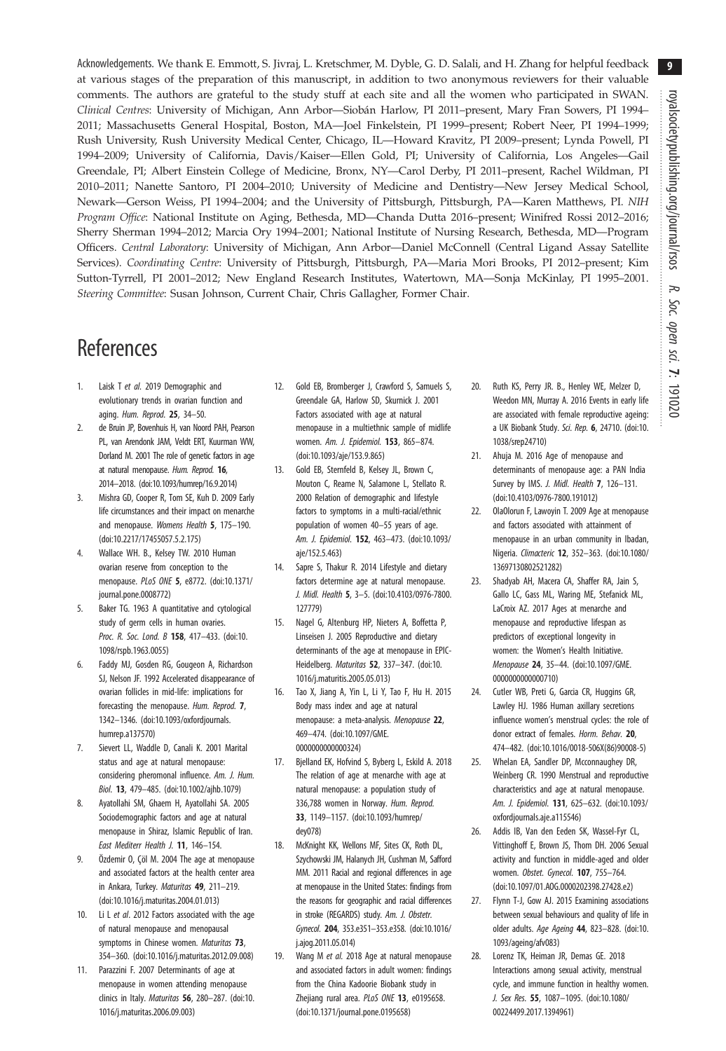Acknowledgements. We thank E. Emmott, S. Jivraj, L. Kretschmer, M. Dyble, G. D. Salali, and H. Zhang for helpful feedback at various stages of the preparation of this manuscript, in addition to two anonymous reviewers for their valuable comments. The authors are grateful to the study stuff at each site and all the women who participated in SWAN. *Clinical Centres*: University of Michigan, Ann Arbor—Siobán Harlow, PI 2011–present, Mary Fran Sowers, PI 1994–2011; Massachusetts General Hospital, Boston, MA—Joel Finkelstein, PI 1999–present; Robert Neer, PI 1994–1999; Rush University, Rush University Medical Center, Chicago, IL—Howard Kravitz, PI 2009–present; Lynda Powell, PI 1994–2009; University of California, Davis/Kaiser—Ellen Gold, PI; University of California, Los Angeles—Gail Greendale, PI; Albert Einstein College of Medicine, Bronx, NY—Carol Derby, PI 2011–present, Rachel Wildman, PI 2010–2011; Nanette Santoro, PI 2004–2010; University of Medicine and Dentistry—New Jersey Medical School, Newark—Gerson Weiss, PI 1994–2004; and the University of Pittsburgh, Pittsburgh, PA—Karen Matthews, PI. *NIH Program Office*: National Institute on Aging, Bethesda, MD—Chanda Dutta 2016–present; Winifred Rossi 2012–2016; Sherry Sherman 1994–2012; Marcia Ory 1994–2001; National Institute of Nursing Research, Bethesda, MD—Program Officers. *Central Laboratory*: University of Michigan, Ann Arbor—Daniel McConnell (Central Ligand Assay Satellite Services). *Coordinating Centre*: University of Pittsburgh, Pittsburgh, PA—Maria Mori Brooks, PI 2012–present; Kim Sutton-Tyrrell, PI 2001–2012; New England Research Institutes, Watertown, MA—Sonja McKinlay, PI 1995–2001. *Steering Committee*: Susan Johnson, Current Chair, Chris Gallagher, Former Chair.

# References

1. Laisk T *et al.* 2019 Demographic and evolutionary trends in ovarian function and aging. *Hum. Reprod.* **25**, 34–50.
2. de Bruin JP, Bovenhuis H, van Noord PAH, Pearson PL, van Arendonk JAM, Veldt ERT, Kuurman WW, Dorland M. 2001 The role of genetic factors in age at natural menopause. *Hum. Reprod.* **16**, 2014–2018. (doi:10.1093/humrep/16.9.2014)
3. Mishra GD, Cooper R, Tom SE, Kuh D. 2009 Early life circumstances and their impact on menarche and menopause. *Womens Health* **5**, 175–190. (doi:10.2217/17455057.5.2.175)
4. Wallace WH. B., Kelsey TW. 2010 Human ovarian reserve from conception to the menopause. *PLoS ONE* **5**, e8772. (doi:10.1371/journal.pone.0008772)
5. Baker TG. 1963 A quantitative and cytological study of germ cells in human ovaries. *Proc. R. Soc. Lond. B* **158**, 417–433. (doi:10.1098/rspb.1963.0055)
6. Faddy MJ, Gosden RG, Gougeon A, Richardson SJ, Nelson JF. 1992 Accelerated disappearance of ovarian follicles in mid-life: implications for forecasting the menopause. *Hum. Reprod.* **7**, 1342–1346. (doi:10.1093/oxfordjournals.humrep.a137570)
7. Sievert LL, Waddle D, Canali K. 2001 Marital status and age at natural menopause: considering pheromonal influence. *Am. J. Hum. Biol.* **13**, 479–485. (doi:10.1002/ajhb.1079)
8. Ayatollahi SM, Ghaem H, Ayatollahi SA. 2005 Sociodemographic factors and age at natural menopause in Shiraz, Islamic Republic of Iran. *East Mediterr Health J.* **11**, 146–154.
9. Özdemir O, Çöl M. 2004 The age at menopause and associated factors at the health center area in Ankara, Turkey. *Maturitas* **49**, 211–219. (doi:10.1016/j.maturitas.2004.01.013)
10. Li L *et al.* 2012 Factors associated with the age of natural menopause and menopausal symptoms in Chinese women. *Maturitas* **73**, 354–360. (doi:10.1016/j.maturitas.2012.09.008)
11. Parazzini F. 2007 Determinants of age at menopause in women attending menopause clinics in Italy. *Maturitas* **56**, 280–287. (doi:10.1016/j.maturitas.2006.09.003)
12. Gold EB, Bromberger J, Crawford S, Samuels S, Greendale GA, Harlow SD, Skurnick J. 2001 Factors associated with age at natural menopause in a multiethnic sample of midlife women. *Am. J. Epidemiol.* **153**, 865–874. (doi:10.1093/aje/153.9.865)
13. Gold EB, Sternfeld B, Kelsey JL, Brown C, Mouton C, Reame N, Salamone L, Stellato R. 2000 Relation of demographic and lifestyle factors to symptoms in a multi-racial/ethnic population of women 40–55 years of age. *Am. J. Epidemiol.* **152**, 463–473. (doi:10.1093/aje/152.5.463)
14. Sapre S, Thakur R. 2014 Lifestyle and dietary factors determine age at natural menopause. *J. Midl. Health* **5**, 3–5. (doi:10.4103/0976-7800.127779)
15. Nagel G, Altenburg HP, Nieters A, Boffetta P, Linseisen J. 2005 Reproductive and dietary determinants of the age at menopause in EPIC-Heidelberg. *Maturitas* **52**, 337–347. (doi:10.1016/j.maturitis.2005.05.013)
16. Tao X, Jiang A, Yin L, Li Y, Tao F, Hu H. 2015 Body mass index and age at natural menopause: a meta-analysis. *Menopause* **22**, 469–474. (doi:10.1097/GME.0000000000000324)
17. Bjelland EK, Hofvind S, Byberg L, Eskild A. 2018 The relation of age at menarche with age at natural menopause: a population study of 336,788 women in Norway. *Hum. Reprod.* **33**, 1149–1157. (doi:10.1093/humrep/dey078)
18. McKnight KK, Wellons MF, Sites CK, Roth DL, Szychowski JM, Halanych JH, Cushman M, Safford MM. 2011 Racial and regional differences in age at menopause in the United States: findings from the reasons for geographic and racial differences in stroke (REGARDS) study. *Am. J. Obstetr. Gynecol.* **204**, 353.e351–353.e358. (doi:10.1016/j.ajog.2011.05.014)
19. Wang M *et al.* 2018 Age at natural menopause and associated factors in adult women: findings from the China Kadoorie Biobank study in Zhejiang rural area. *PLoS ONE* **13**, e0195658. (doi:10.1371/journal.pone.0195658)
20. Ruth KS, Perry JR. B., Henley WE, Melzer D, Weedon MN, Murray A. 2016 Events in early life are associated with female reproductive ageing: a UK Biobank Study. *Sci. Rep.* **6**, 24710. (doi:10.1038/srep24710)
21. Ahuja M. 2016 Age of menopause and determinants of menopause age: a PAN India Survey by IMS. *J. Midl. Health* **7**, 126–131. (doi:10.4103/0976-7800.191012)
22. OlaOlorun F, Lawoyin T. 2009 Age at menopause and factors associated with attainment of menopause in an urban community in Ibadan, Nigeria. *Climacteric* **12**, 352–363. (doi:10.1080/13697130802521282)
23. Shadyab AH, Macera CA, Shaffer RA, Jain S, Gallo LC, Gass ML, Waring ME, Stefanick ML, LaCroix AZ. 2017 Ages at menarche and menopause and reproductive lifespan as predictors of exceptional longevity in women: the Women's Health Initiative. *Menopause* **24**, 35–44. (doi:10.1097/GME.0000000000000710)
24. Cutler WB, Preti G, Garcia CR, Huggins GR, Lawley HJ. 1986 Human axillary secretions influence women's menstrual cycles: the role of donor extract of females. *Horm. Behav.* **20**, 474–482. (doi:10.1016/0018-506X(86)90008-5)
25. Whelan EA, Sandler DP, Mcconnaughey DR, Weinberg CR. 1990 Menstrual and reproductive characteristics and age at natural menopause. *Am. J. Epidemiol.* **131**, 625–632. (doi:10.1093/oxfordjournals.aje.a115546)
26. Addis IB, Van den Eeden SK, Wassel-Fyr CL, Vittinghoff E, Brown JS, Thom DH. 2006 Sexual activity and function in middle-aged and older women. *Obstet. Gynecol.* **107**, 755–764. (doi:10.1097/01.AOG.0000202398.27428.e2)
27. Flynn T-J, Gow AJ. 2015 Examining associations between sexual behaviours and quality of life in older adults. *Age Ageing* **44**, 823–828. (doi:10.1093/ageing/afv083)
28. Lorenz TK, Heiman JR, Demas GE. 2018 Interactions among sexual activity, menstrual cycle, and immune function in healthy women. *J. Sex Res.* **55**, 1087–1095. (doi:10.1080/00224499.2017.1394961)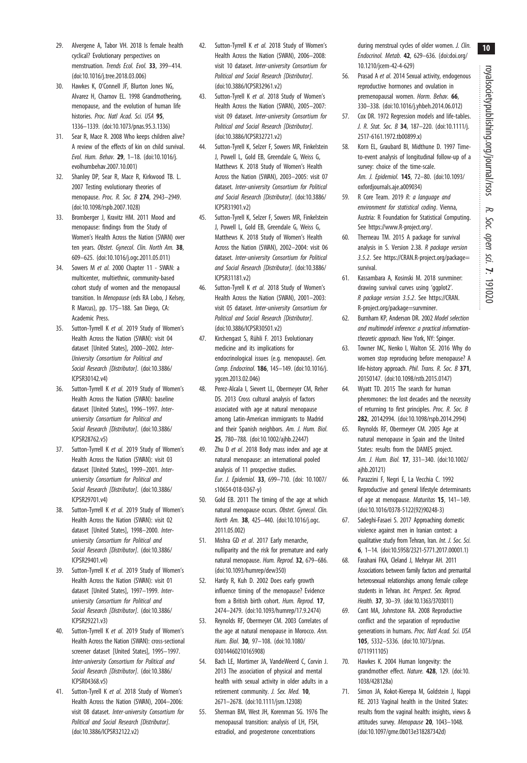29. Alvergene A, Tabor VH. 2018 Is female health cyclical? Evolutionary perspectives on menstruation. *Trends Ecol. Evol.* **33**, 399–414. (doi:10.1016/j.tree.2018.03.006)
30. Hawkes K, O'Connell JF, Blurton Jones NG, Alvarez H, Charnov EL. 1998 Grandmothering, menopause, and the evolution of human life histories. *Proc. Natl Acad. Sci. USA* **95**, 1336–1339. (doi:10.1073/pnas.95.3.1336)
31. Sear R, Mace R. 2008 Who keeps children alive? A review of the effects of kin on child survival. *Evol. Hum. Behav.* **29**, 1–18. (doi:10.1016/j.evolhumbehav.2007.10.001)
32. Shanley DP, Sear R, Mace R, Kirkwood TB. L. 2007 Testing evolutionary theories of menopause. *Proc. R. Soc. B* **274**, 2943–2949. (doi:10.1098/rspb.2007.1028)
33. Bromberger J, Kravitz HM. 2011 Mood and menopause: findings from the Study of Women's Health Across the Nation (SWAN) over ten years. *Obstet. Gynecol. Clin. North Am.* **38**, 609–625. (doi:10.1016/j.ogc.2011.05.011)
34. Sowers M *et al.* 2000 Chapter 11 - SWAN: a multicenter, multiethnic, community-based cohort study of women and the menopausal transition. In *Menopause* (eds RA Lobo, J Kelsey, R Marcus), pp. 175–188. San Diego, CA: Academic Press.
35. Sutton-Tyrrell K *et al.* 2019 Study of Women's Health Across the Nation (SWAN): visit 04 dataset [United States], 2000–2002. *Inter-University Consortium for Political and Social Research [Distributor]*. (doi:10.3886/ICPSR30142.v4)
36. Sutton-Tyrrell K *et al.* 2019 Study of Women's Health Across the Nation (SWAN): baseline dataset [United States], 1996–1997. *Inter-university Consortium for Political and Social Research [Distributor]*. (doi:10.3886/ICPSR28762.v5)
37. Sutton-Tyrrell K *et al.* 2019 Study of Women's Health Across the Nation (SWAN): visit 03 dataset [United States], 1999–2001. *Inter-university Consortium for Political and Social Research [Distributor]*. (doi:10.3886/ICPSR29701.v4)
38. Sutton-Tyrrell K *et al.* 2019 Study of Women's Health Across the Nation (SWAN): visit 02 dataset [United States], 1998–2000. *Inter-university Consortium for Political and Social Research [Distributor]*. (doi:10.3886/ICPSR29401.v4)
39. Sutton-Tyrrell K *et al.* 2019 Study of Women's Health Across the Nation (SWAN): visit 01 dataset [United States], 1997–1999. *Inter-university Consortium for Political and Social Research [Distributor]*. (doi:10.3886/ICPSR29221.v3)
40. Sutton-Tyrrell K *et al.* 2019 Study of Women's Health Across the Nation (SWAN): cross-sectional screener dataset [United States], 1995–1997. *Inter-university Consortium for Political and Social Research [Distributor]*. (doi:10.3886/ICPSR04368.v5)
41. Sutton-Tyrrell K *et al.* 2018 Study of Women's Health Across the Nation (SWAN), 2004–2006: visit 08 dataset. *Inter-university Consortium for Political and Social Research [Distributor]*. (doi:10.3886/ICPSR32122.v2)
42. Sutton-Tyrrell K *et al.* 2018 Study of Women's Health Across the Nation (SWAN), 2006–2008: visit 10 dataset. *Inter-university Consortium for Political and Social Research [Distributor]*. (doi:10.3886/ICPSR32961.v2)
43. Sutton-Tyrrell K *et al.* 2018 Study of Women's Health Across the Nation (SWAN), 2005–2007: visit 09 dataset. *Inter-university Consortium for Political and Social Research [Distributor]*. (doi:10.3886/ICPSR32721.v2)
44. Sutton-Tyrrell K, Selzer F, Sowers MR, Finkelstein J, Powell L, Gold EB, Greendale G, Weiss G, Matthews K. 2018 Study of Women's Health Across the Nation (SWAN), 2003–2005: visit 07 dataset. *Inter-university Consortium for Political and Social Research [Distributor]*. (doi:10.3886/ICPSR31901.v2)
45. Sutton-Tyrrell K, Selzer F, Sowers MR, Finkelstein J, Powell L, Gold EB, Greendale G, Weiss G, Matthews K. 2018 Study of Women's Health Across the Nation (SWAN), 2002–2004: visit 06 dataset. *Inter-university Consortium for Political and Social Research [Distributor]*. (doi:10.3886/ICPSR31181.v2)
46. Sutton-Tyrrell K *et al.* 2018 Study of Women's Health Across the Nation (SWAN), 2001–2003: visit 05 dataset. *Inter-university Consortium for Political and Social Research [Distributor]*. (doi:10.3886/ICPSR30501.v2)
47. Kirchengast S, Rühli F. 2013 Evolutionary medicine and its implications for endocrinological issues (e.g. menopause). *Gen. Comp. Endocrinol.* **186**, 145–149. (doi:10.1016/j.ygcen.2013.02.046)
48. Perez-Alcala I, Sievert LL, Obermeyer CM, Reher DS. 2013 Cross cultural analysis of factors associated with age at natural menopause among Latin-American immigrants to Madrid and their Spanish neighbors. *Am. J. Hum. Biol.* **25**, 780–788. (doi:10.1002/ajhb.22447)
49. Zhu D *et al.* 2018 Body mass index and age at natural menopause: an international pooled analysis of 11 prospective studies. *Eur. J. Epidemiol.* **33**, 699–710. (doi: 10.1007/s10654-018-0367-y)
50. Gold EB. 2011 The timing of the age at which natural menopause occurs. *Obstet. Gynecol. Clin. North Am.* **38**, 425–440. (doi:10.1016/j.ogc.2011.05.002)
51. Mishra GD *et al.* 2017 Early menarche, nulliparity and the risk for premature and early natural menopause. *Hum. Reprod.* **32**, 679–686. (doi:10.1093/humrep/dew350)
52. Hardy R, Kuh D. 2002 Does early growth influence timing of the menopause? Evidence from a British birth cohort. *Hum. Reprod.* **17**, 2474–2479. (doi:10.1093/humrep/17.9.2474)
53. Reynolds RF, Obermeyer CM. 2003 Correlates of the age at natural menopause in Morocco. *Ann. Hum. Biol.* **30**, 97–108. (doi:10.1080/03014460210165908)
54. Bach LE, Mortimer JA, VandeWeerd C, Corvin J. 2013 The association of physical and mental health with sexual activity in older adults in a retirement community. *J. Sex. Med.* **10**, 2671–2678. (doi:10.1111/jsm.12308)
55. Sherman BM, West JH, Korenman SG. 1976 The menopausal transition: analysis of LH, FSH, estradiol, and progesterone concentrations during menstrual cycles of older women. *J. Clin. Endocrinol. Metab.* **42**, 629–636. (doi:doi.org/10.1210/jcem-42-4-629)
56. Prasad A *et al.* 2014 Sexual activity, endogenous reproductive hormones and ovulation in premenopausal women. *Horm. Behav.* **66**, 330–338. (doi:10.1016/j.yhbeh.2014.06.012)
57. Cox DR. 1972 Regression models and life-tables. *J. R. Stat. Soc. B* **34**, 187–220. (doi:10.1111/j.2517-6161.1972.tb00899.x)
58. Korn EL, Graubard BI, Midthune D. 1997 Time-to-event analysis of longitudinal follow-up of a survey: choice of the time-scale. *Am. J. Epidemiol.* **145**, 72–80. (doi:10.1093/oxfordjournals.aje.a009034)
59. R Core Team. 2019 *R: a language and environment for statistical coding*. Vienna, Austria: R Foundation for Statistical Computing. See https://www.R-project.org/.
60. Therneau TM. 2015 A package for survival analysis in S. Version 2.38. *R package version 3.5.2*. See https://CRAN.R-project.org/package=survival.
61. Kassambara A, Kosinski M. 2018 survminer: drawing survival curves using 'ggplot2'. *R package version 3.5.2*. See https://CRAN.R-project.org/package=survminer.
62. Burnham KP, Anderson DR. 2002 *Model selection and multimodel inference: a practical information-theoretic approach*. New York, NY: Spinger.
63. Towner MC, Nenko I, Walton SE. 2016 Why do women stop reproducing before menopause? A life-history approach. *Phil. Trans. R. Soc. B* **371**, 20150147. (doi:10.1098/rstb.2015.0147)
64. Wyatt TD. 2015 The search for human pheromones: the lost decades and the necessity of returning to first principles. *Proc. R. Soc. B* **282**, 20142994. (doi:10.1098/rspb.2014.2994)
65. Reynolds RF, Obermeyer CM. 2005 Age at natural menopause in Spain and the United States: results from the DAMES project. *Am. J. Hum. Biol.* **17**, 331–340. (doi:10.1002/ajhb.20121)
66. Parazzini F, Negri E, La Vecchia C. 1992 Reproductive and general lifestyle determinants of age at menopause. *Maturitas* **15**, 141–149. (doi:10.1016/0378-5122(92)90248-3)
67. Sadeghi-Fasaei S. 2017 Approaching domestic violence against men in Iranian context: a qualitative study from Tehran, Iran. *Int. J. Soc. Sci.* **6**, 1–14. (doi:10.5958/2321-5771.2017.00001.1)
68. Farahani FKA, Cleland J, Mehryar AH. 2011 Associations between family factors and premarital heterosexual relationships among female college students in Tehran. *Int. Perspect. Sex. Reprod. Health.* **37**, 30–39. (doi:10.1363/3703011)
69. Cant MA, Johnstone RA. 2008 Reproductive conflict and the separation of reproductive generations in humans. *Proc. Natl Acad. Sci. USA* **105**, 5332–5336. (doi:10.1073/pnas.0711911105)
70. Hawkes K. 2004 Human longevity: the grandmother effect. *Nature*. **428**, 129. (doi:10.1038/428128a)
71. Simon JA, Kokot-Kierepa M, Goldstein J, Nappi RE. 2013 Vaginal health in the United States: results from the vaginal health: insights, views & attitudes survey. *Menopause* **20**, 1043–1048. (doi:10.1097/gme.0b013e318287342d)